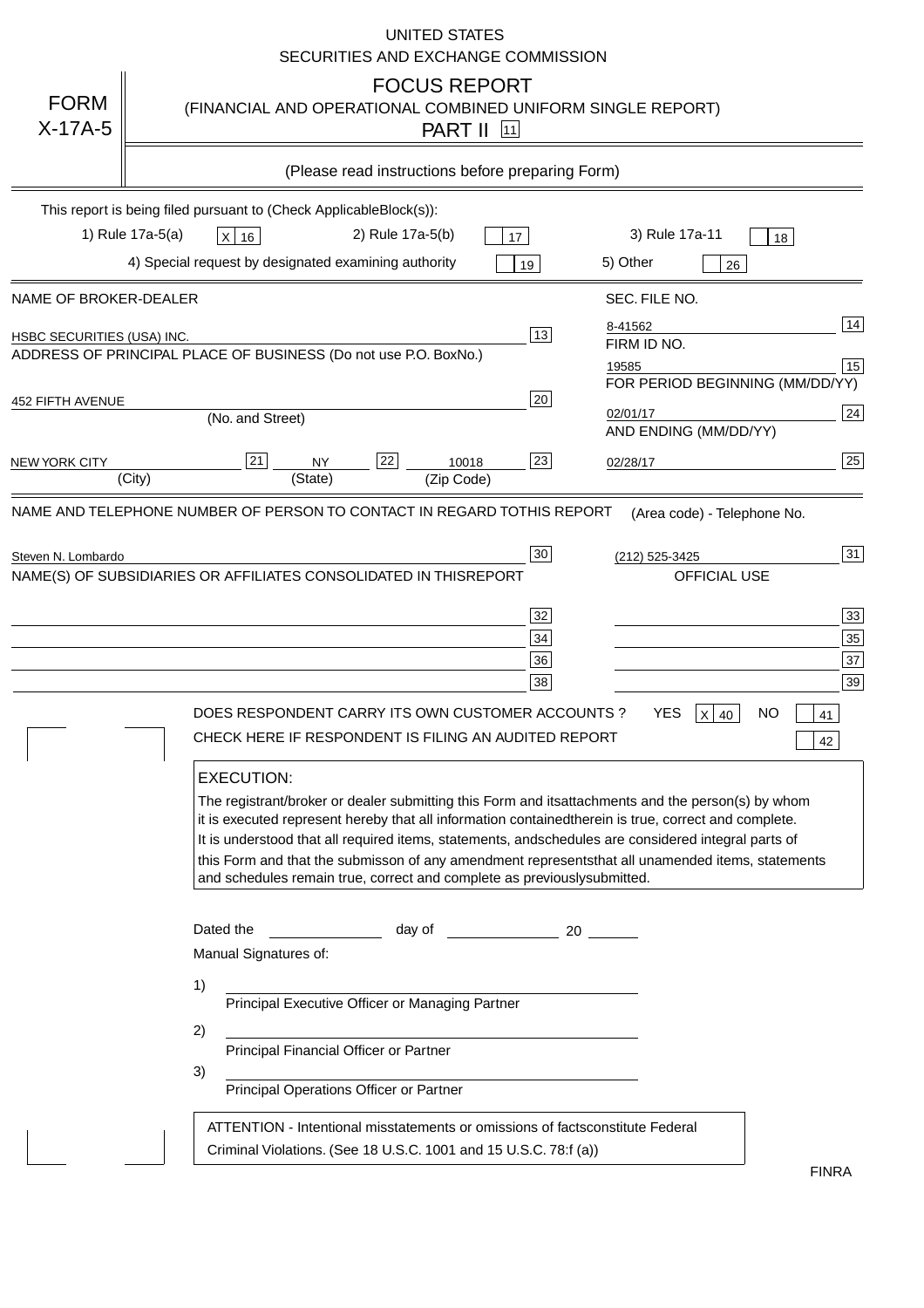UNITED STATES
SECURITIES AND EXCHANGE COMMISSION

**FORM X-17A-5**

# FOCUS REPORT

(FINANCIAL AND OPERATIONAL COMBINED UNIFORM SINGLE REPORT)

PART II [11]

(Please read instructions before preparing Form)

This report is being filed pursuant to (Check ApplicableBlock(s)):

1) Rule 17a-5(a) [X] 16 2) Rule 17a-5(b) [ ] 17 3) Rule 17a-11 [ ] 18

4) Special request by designated examining authority [ ] 19 5) Other [ ] 26

| NAME OF BROKER-DEALER | | SEC. FILE NO. | |
|---|---|---|---|
| HSBC SECURITIES (USA) INC. | 13 | 8-41562 | 14 |
| ADDRESS OF PRINCIPAL PLACE OF BUSINESS (Do not use P.O. BoxNo.) | | FIRM ID NO. | |
| | | 19585 | 15 |
| | | FOR PERIOD BEGINNING (MM/DD/YY) | |
| 452 FIFTH AVENUE (No. and Street) | 20 | 02/01/17 | 24 |
| | | AND ENDING (MM/DD/YY) | |
| NEW YORK CITY (City) [21] NY (State) [22] 10018 (Zip Code) | 23 | 02/28/17 | 25 |

| NAME AND TELEPHONE NUMBER OF PERSON TO CONTACT IN REGARD TOTHIS REPORT | | (Area code) - Telephone No. | |
|---|---|---|---|
| Steven N. Lombardo | 30 | (212) 525-3425 | 31 |
| NAME(S) OF SUBSIDIARIES OR AFFILIATES CONSOLIDATED IN THISREPORT | | OFFICIAL USE | |
| | 32 | | 33 |
| | 34 | | 35 |
| | 36 | | 37 |
| | 38 | | 39 |

DOES RESPONDENT CARRY ITS OWN CUSTOMER ACCOUNTS ? YES [X] 40 NO [ ] 41

CHECK HERE IF RESPONDENT IS FILING AN AUDITED REPORT [ ] 42

**EXECUTION:**

The registrant/broker or dealer submitting this Form and itsattachments and the person(s) by whom it is executed represent hereby that all information containedtherein is true, correct and complete. It is understood that all required items, statements, andschedules are considered integral parts of this Form and that the submisson of any amendment representsthat all unamended items, statements and schedules remain true, correct and complete as previouslysubmitted.

Dated the ____________ day of ____________ 20 ______

Manual Signatures of:

1) ______________________________
Principal Executive Officer or Managing Partner

2) ______________________________
Principal Financial Officer or Partner

3) ______________________________
Principal Operations Officer or Partner

ATTENTION - Intentional misstatements or omissions of factsconstitute Federal Criminal Violations. (See 18 U.S.C. 1001 and 15 U.S.C. 78:f (a))

FINRA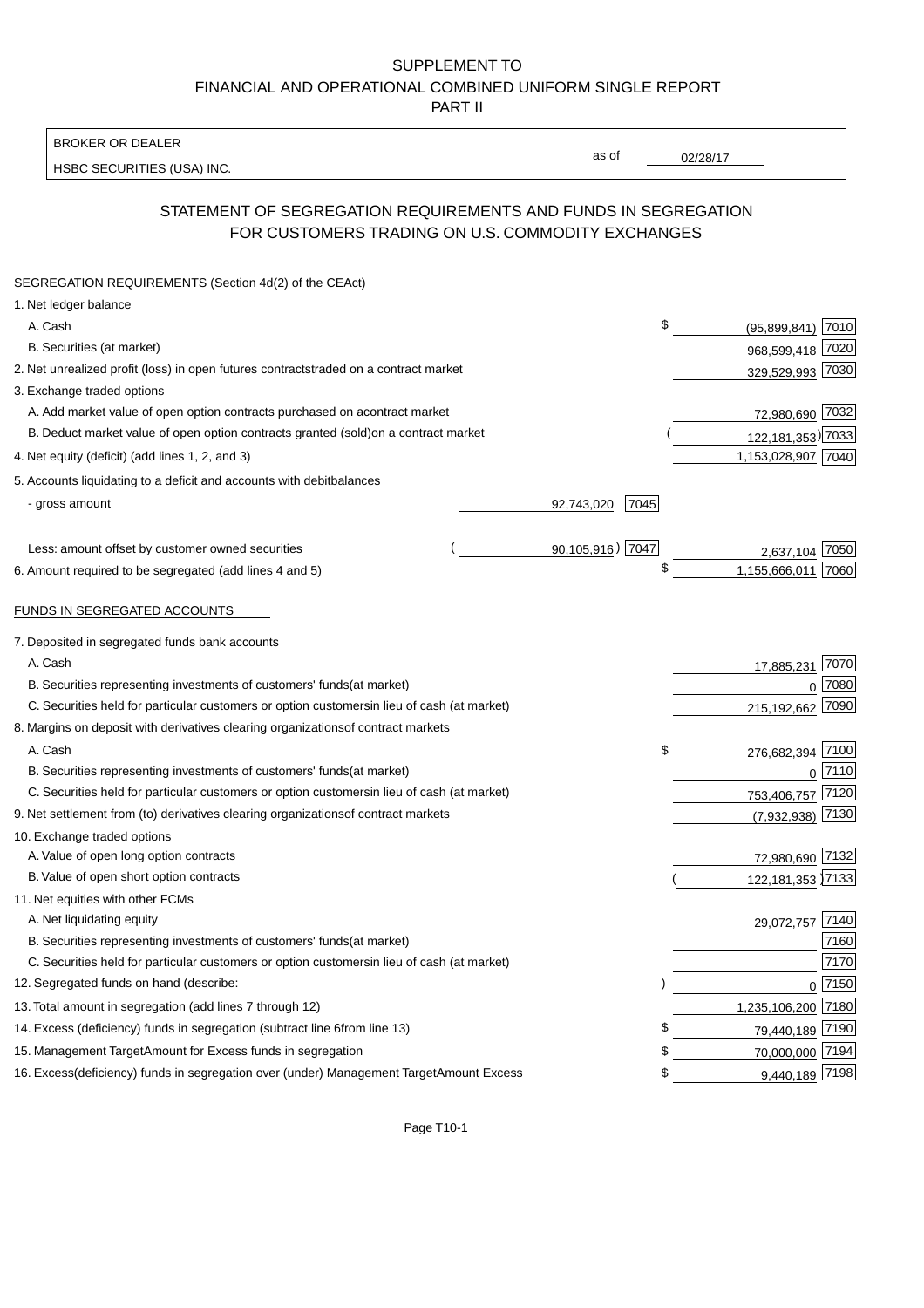SUPPLEMENT TO
FINANCIAL AND OPERATIONAL COMBINED UNIFORM SINGLE REPORT
PART II

BROKER OR DEALER
HSBC SECURITIES (USA) INC.

as of 02/28/17

## STATEMENT OF SEGREGATION REQUIREMENTS AND FUNDS IN SEGREGATION FOR CUSTOMERS TRADING ON U.S. COMMODITY EXCHANGES

SEGREGATION REQUIREMENTS (Section 4d(2) of the CEAct)

| | | | | |
|---|---|---|---|---|
| 1. Net ledger balance | | | | |
| A. Cash | | | $ (95,899,841) | 7010 |
| B. Securities (at market) | | | 968,599,418 | 7020 |
| 2. Net unrealized profit (loss) in open futures contracts traded on a contract market | | | 329,529,993 | 7030 |
| 3. Exchange traded options | | | | |
| A. Add market value of open option contracts purchased on a contract market | | | 72,980,690 | 7032 |
| B. Deduct market value of open option contracts granted (sold) on a contract market | | | ( 122,181,353) | 7033 |
| 4. Net equity (deficit) (add lines 1, 2, and 3) | | | 1,153,028,907 | 7040 |
| 5. Accounts liquidating to a deficit and accounts with debit balances | | | | |
| - gross amount | 92,743,020 | 7045 | | |
| Less: amount offset by customer owned securities | ( 90,105,916) | 7047 | 2,637,104 | 7050 |
| 6. Amount required to be segregated (add lines 4 and 5) | | | $ 1,155,666,011 | 7060 |

FUNDS IN SEGREGATED ACCOUNTS

| | | |
|---|---|---|
| 7. Deposited in segregated funds bank accounts | | |
| A. Cash | 17,885,231 | 7070 |
| B. Securities representing investments of customers' funds (at market) | 0 | 7080 |
| C. Securities held for particular customers or option customers in lieu of cash (at market) | 215,192,662 | 7090 |
| 8. Margins on deposit with derivatives clearing organizations of contract markets | | |
| A. Cash | $ 276,682,394 | 7100 |
| B. Securities representing investments of customers' funds (at market) | 0 | 7110 |
| C. Securities held for particular customers or option customers in lieu of cash (at market) | 753,406,757 | 7120 |
| 9. Net settlement from (to) derivatives clearing organizations of contract markets | (7,932,938) | 7130 |
| 10. Exchange traded options | | |
| A. Value of open long option contracts | 72,980,690 | 7132 |
| B. Value of open short option contracts | ( 122,181,353 ) | 7133 |
| 11. Net equities with other FCMs | | |
| A. Net liquidating equity | 29,072,757 | 7140 |
| B. Securities representing investments of customers' funds (at market) | | 7160 |
| C. Securities held for particular customers or option customers in lieu of cash (at market) | | 7170 |
| 12. Segregated funds on hand (describe: ) | 0 | 7150 |
| 13. Total amount in segregation (add lines 7 through 12) | 1,235,106,200 | 7180 |
| 14. Excess (deficiency) funds in segregation (subtract line 6 from line 13) | $ 79,440,189 | 7190 |
| 15. Management Target Amount for Excess funds in segregation | $ 70,000,000 | 7194 |
| 16. Excess (deficiency) funds in segregation over (under) Management Target Amount Excess | $ 9,440,189 | 7198 |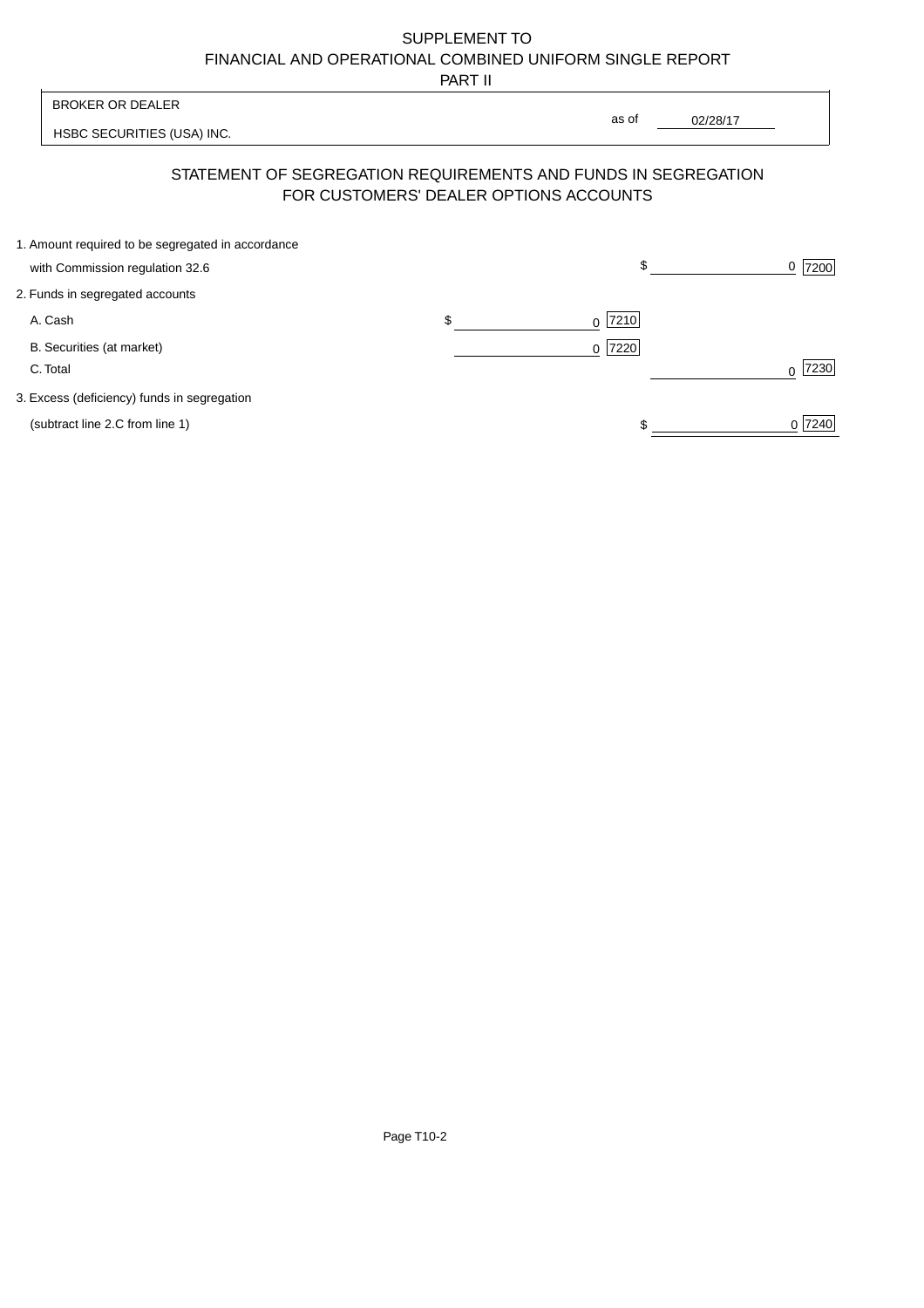SUPPLEMENT TO
FINANCIAL AND OPERATIONAL COMBINED UNIFORM SINGLE REPORT
PART II

| BROKER OR DEALER | | |
|---|---|---|
| HSBC SECURITIES (USA) INC. | as of | 02/28/17 |

## STATEMENT OF SEGREGATION REQUIREMENTS AND FUNDS IN SEGREGATION FOR CUSTOMERS' DEALER OPTIONS ACCOUNTS

| | | |
|---|---|---|
| 1. Amount required to be segregated in accordance with Commission regulation 32.6 | | $ 0 [7200] |
| 2. Funds in segregated accounts | | |
| A. Cash | $ 0 [7210] | |
| B. Securities (at market) | 0 [7220] | |
| C. Total | | 0 [7230] |
| 3. Excess (deficiency) funds in segregation (subtract line 2.C from line 1) | | $ 0 [7240] |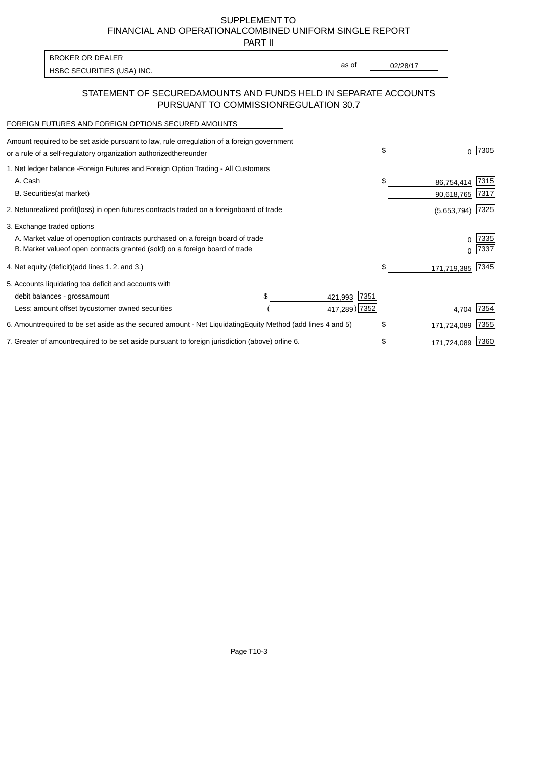# SUPPLEMENT TO
# FINANCIAL AND OPERATIONALCOMBINED UNIFORM SINGLE REPORT
## PART II

| BROKER OR DEALER | | |
|---|---|---|
| HSBC SECURITIES (USA) INC. | as of | 02/28/17 |

## STATEMENT OF SECUREDAMOUNTS AND FUNDS HELD IN SEPARATE ACCOUNTS PURSUANT TO COMMISSIONREGULATION 30.7

FOREIGN FUTURES AND FOREIGN OPTIONS SECURED AMOUNTS

| | | | | |
|---|---|---|---|---|
| Amount required to be set aside pursuant to law, rule orregulation of a foreign government or a rule of a self-regulatory organization authorizedthereunder | | | $ 0 | 7305 |
| 1. Net ledger balance -Foreign Futures and Foreign Option Trading - All Customers | | | | |
| A. Cash | | | $ 86,754,414 | 7315 |
| B. Securities(at market) | | | 90,618,765 | 7317 |
| 2. Netunrealized profit(loss) in open futures contracts traded on a foreignboard of trade | | | (5,653,794) | 7325 |
| 3. Exchange traded options | | | | |
| A. Market value of openoption contracts purchased on a foreign board of trade | | | 0 | 7335 |
| B. Market valueof open contracts granted (sold) on a foreign board of trade | | | 0 | 7337 |
| 4. Net equity (deficit)(add lines 1. 2. and 3.) | | | $ 171,719,385 | 7345 |
| 5. Accounts liquidating toa deficit and accounts with | | | | |
| debit balances - grossamount | $ 421,993 | 7351 | | |
| Less: amount offset bycustomer owned securities | ( 417,289) | 7352 | 4,704 | 7354 |
| 6. Amountrequired to be set aside as the secured amount - Net LiquidatingEquity Method (add lines 4 and 5) | | | $ 171,724,089 | 7355 |
| 7. Greater of amountrequired to be set aside pursuant to foreign jurisdiction (above) orline 6. | | | $ 171,724,089 | 7360 |

Page T10-3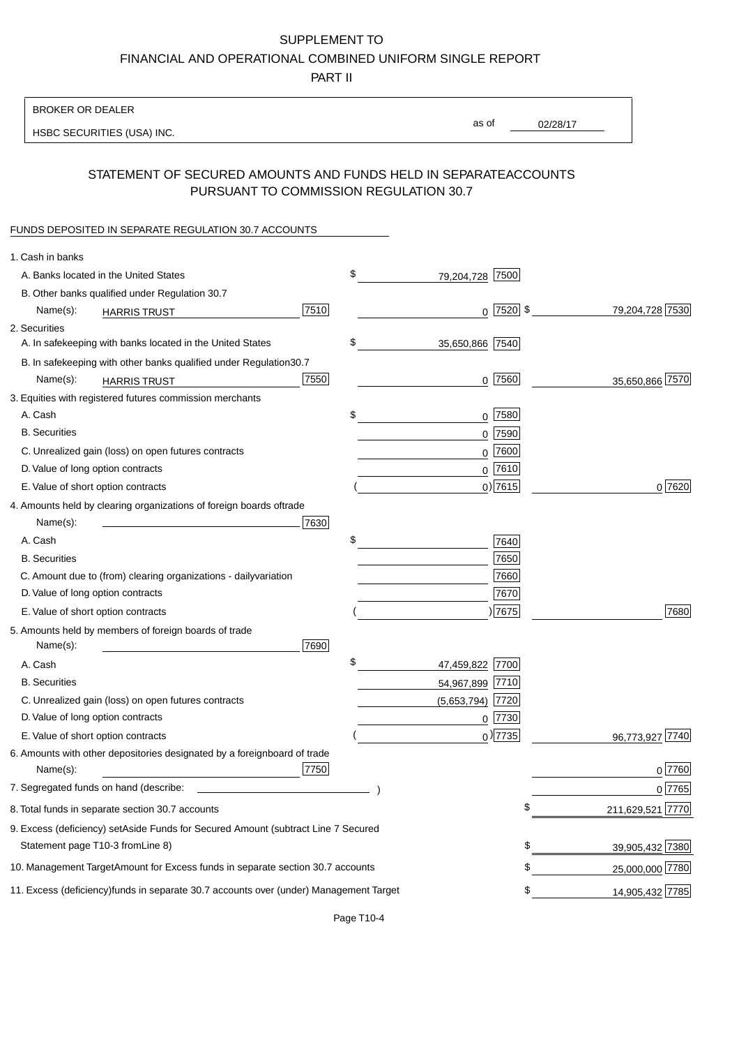SUPPLEMENT TO
FINANCIAL AND OPERATIONAL COMBINED UNIFORM SINGLE REPORT
PART II

BROKER OR DEALER
HSBC SECURITIES (USA) INC.

as of 02/28/17

## STATEMENT OF SECURED AMOUNTS AND FUNDS HELD IN SEPARATEACCOUNTS PURSUANT TO COMMISSION REGULATION 30.7

FUNDS DEPOSITED IN SEPARATE REGULATION 30.7 ACCOUNTS

| | | | |
|---|---|---|---|
| 1. Cash in banks | | | |
| A. Banks located in the United States | | $ 79,204,728 [7500] | |
| B. Other banks qualified under Regulation 30.7 | | | |
| Name(s): HARRIS TRUST | [7510] | 0 [7520] | $ 79,204,728 [7530] |
| 2. Securities | | | |
| A. In safekeeping with banks located in the United States | | $ 35,650,866 [7540] | |
| B. In safekeeping with other banks qualified under Regulation30.7 | | | |
| Name(s): HARRIS TRUST | [7550] | 0 [7560] | 35,650,866 [7570] |
| 3. Equities with registered futures commission merchants | | | |
| A. Cash | | $ 0 [7580] | |
| B. Securities | | 0 [7590] | |
| C. Unrealized gain (loss) on open futures contracts | | 0 [7600] | |
| D. Value of long option contracts | | 0 [7610] | |
| E. Value of short option contracts | | ( 0) [7615] | 0 [7620] |
| 4. Amounts held by clearing organizations of foreign boards oftrade | | | |
| Name(s): | [7630] | | |
| A. Cash | | $ [7640] | |
| B. Securities | | [7650] | |
| C. Amount due to (from) clearing organizations - dailyvariation | | [7660] | |
| D. Value of long option contracts | | [7670] | |
| E. Value of short option contracts | | ( ) [7675] | [7680] |
| 5. Amounts held by members of foreign boards of trade | | | |
| Name(s): | [7690] | | |
| A. Cash | | $ 47,459,822 [7700] | |
| B. Securities | | 54,967,899 [7710] | |
| C. Unrealized gain (loss) on open futures contracts | | (5,653,794) [7720] | |
| D. Value of long option contracts | | 0 [7730] | |
| E. Value of short option contracts | | ( 0) [7735] | 96,773,927 [7740] |
| 6. Amounts with other depositories designated by a foreignboard of trade | | | |
| Name(s): | [7750] | | 0 [7760] |
| 7. Segregated funds on hand (describe: ) | | | 0 [7765] |
| 8. Total funds in separate section 30.7 accounts | | | $ 211,629,521 [7770] |
| 9. Excess (deficiency) setAside Funds for Secured Amount (subtract Line 7 Secured Statement page T10-3 fromLine 8) | | | $ 39,905,432 [7380] |
| 10. Management TargetAmount for Excess funds in separate section 30.7 accounts | | | $ 25,000,000 [7780] |
| 11. Excess (deficiency)funds in separate 30.7 accounts over (under) Management Target | | | $ 14,905,432 [7785] |

Page T10-4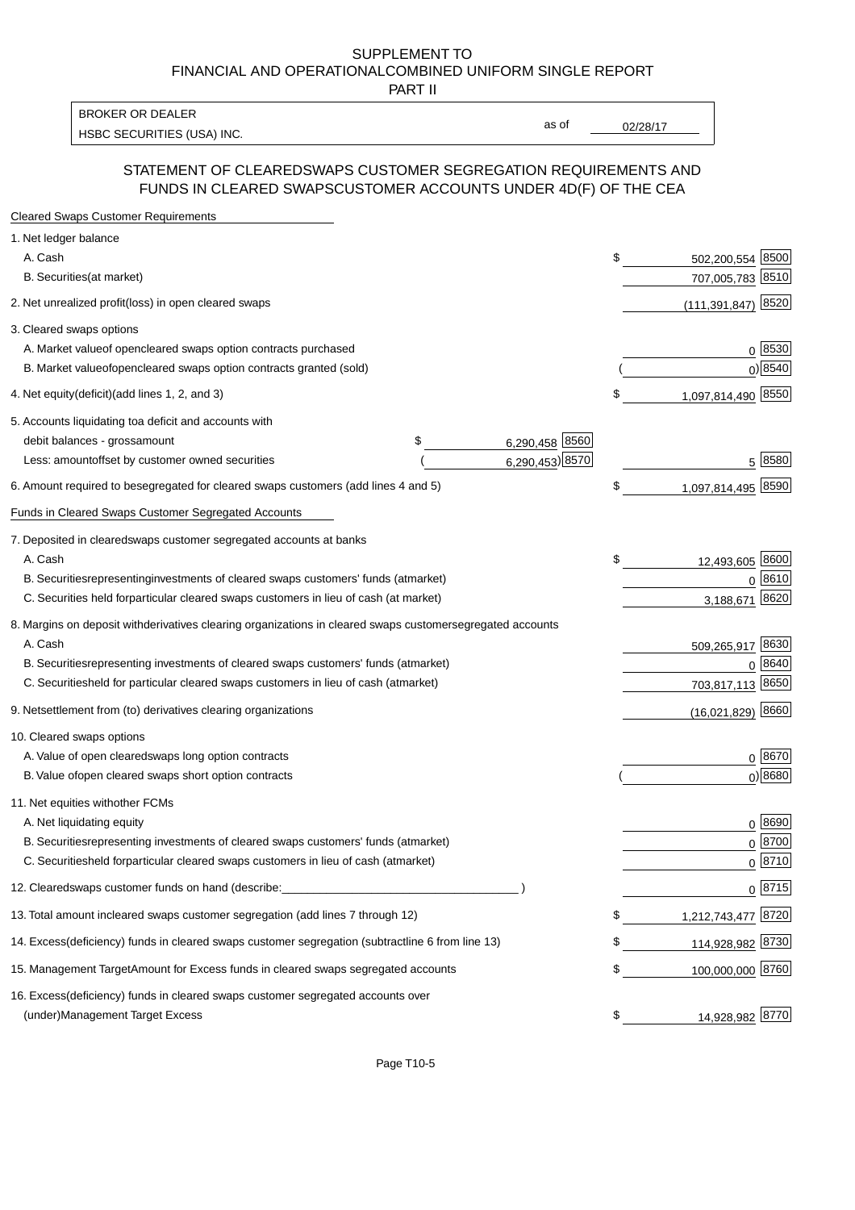SUPPLEMENT TO
FINANCIAL AND OPERATIONALCOMBINED UNIFORM SINGLE REPORT
PART II

| BROKER OR DEALER | | |
|---|---|---|
| HSBC SECURITIES (USA) INC. | as of | 02/28/17 |

## STATEMENT OF CLEAREDSWAPS CUSTOMER SEGREGATION REQUIREMENTS AND FUNDS IN CLEARED SWAPSCUSTOMER ACCOUNTS UNDER 4D(F) OF THE CEA

| | | | | |
|---|---|---|---|---|
| **Cleared Swaps Customer Requirements** | | | | |
| 1. Net ledger balance | | | | |
| A. Cash | | | $ 502,200,554 | 8500 |
| B. Securities(at market) | | | 707,005,783 | 8510 |
| 2. Net unrealized profit(loss) in open cleared swaps | | | (111,391,847) | 8520 |
| 3. Cleared swaps options | | | | |
| A. Market valueof opencleared swaps option contracts purchased | | | 0 | 8530 |
| B. Market valueofopencleared swaps option contracts granted (sold) | | | ( 0) | 8540 |
| 4. Net equity(deficit)(add lines 1, 2, and 3) | | | $ 1,097,814,490 | 8550 |
| 5. Accounts liquidating toa deficit and accounts with debit balances - grossamount | $ 6,290,458 | 8560 | | |
| Less: amountoffset by customer owned securities | ( 6,290,453) | 8570 | 5 | 8580 |
| 6. Amount required to besegregated for cleared swaps customers (add lines 4 and 5) | | | $ 1,097,814,495 | 8590 |
| **Funds in Cleared Swaps Customer Segregated Accounts** | | | | |
| 7. Deposited in clearedswaps customer segregated accounts at banks | | | | |
| A. Cash | | | $ 12,493,605 | 8600 |
| B. Securitiesrepresentinginvestments of cleared swaps customers' funds (atmarket) | | | 0 | 8610 |
| C. Securities held forparticular cleared swaps customers in lieu of cash (at market) | | | 3,188,671 | 8620 |
| 8. Margins on deposit withderivatives clearing organizations in cleared swaps customersegregated accounts | | | | |
| A. Cash | | | 509,265,917 | 8630 |
| B. Securitiesrepresenting investments of cleared swaps customers' funds (atmarket) | | | 0 | 8640 |
| C. Securitiesheld for particular cleared swaps customers in lieu of cash (atmarket) | | | 703,817,113 | 8650 |
| 9. Netsettlement from (to) derivatives clearing organizations | | | (16,021,829) | 8660 |
| 10. Cleared swaps options | | | | |
| A. Value of open clearedswaps long option contracts | | | 0 | 8670 |
| B. Value ofopen cleared swaps short option contracts | | | ( 0) | 8680 |
| 11. Net equities withother FCMs | | | | |
| A. Net liquidating equity | | | 0 | 8690 |
| B. Securitiesrepresenting investments of cleared swaps customers' funds (atmarket) | | | 0 | 8700 |
| C. Securitiesheld forparticular cleared swaps customers in lieu of cash (atmarket) | | | 0 | 8710 |
| 12. Clearedswaps customer funds on hand (describe:___________ ) | | | 0 | 8715 |
| 13. Total amount incleared swaps customer segregation (add lines 7 through 12) | | | $ 1,212,743,477 | 8720 |
| 14. Excess(deficiency) funds in cleared swaps customer segregation (subtractline 6 from line 13) | | | $ 114,928,982 | 8730 |
| 15. Management TargetAmount for Excess funds in cleared swaps segregated accounts | | | $ 100,000,000 | 8760 |
| 16. Excess(deficiency) funds in cleared swaps customer segregated accounts over (under)Management Target Excess | | | $ 14,928,982 | 8770 |

Page T10-5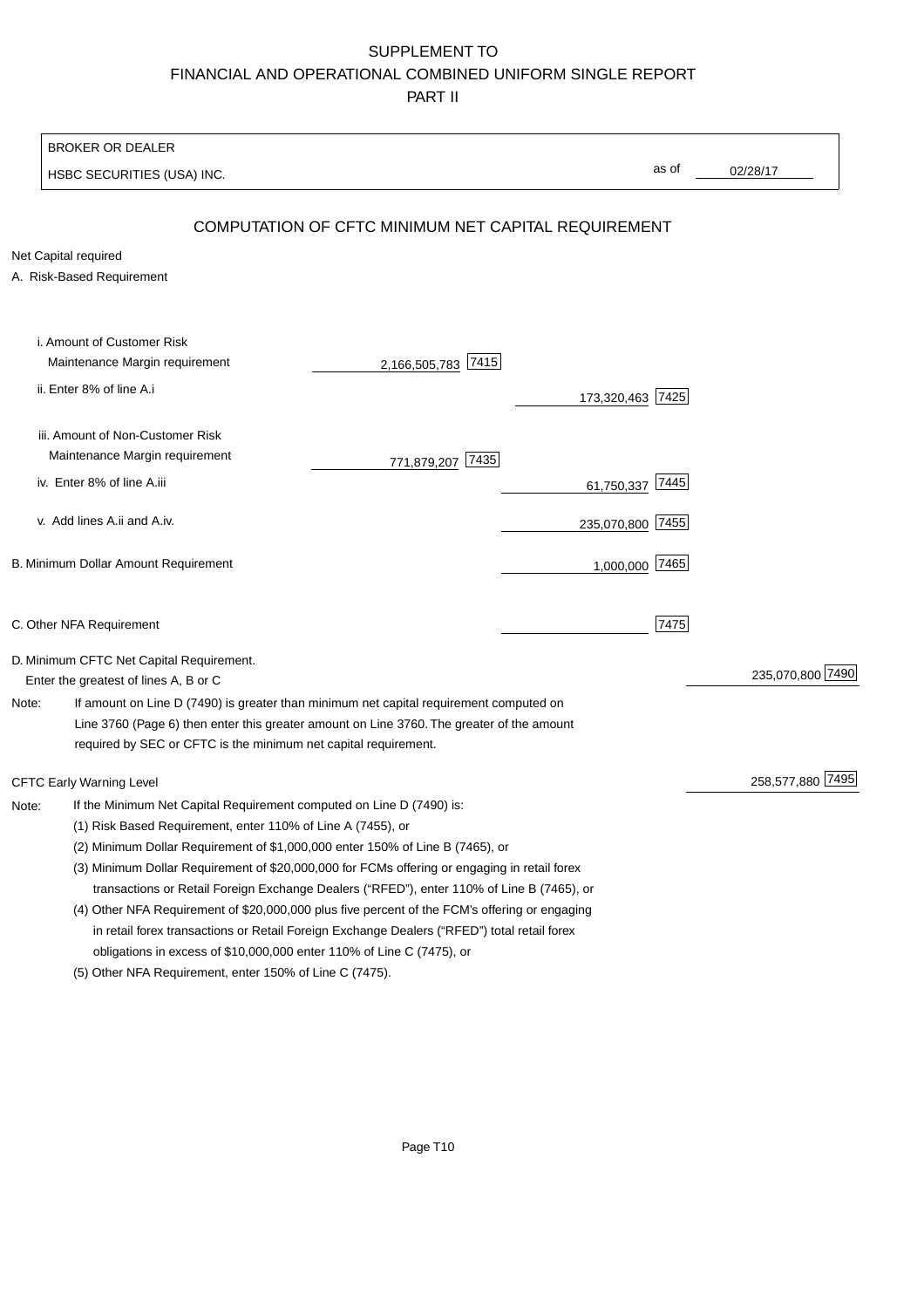# SUPPLEMENT TO
# FINANCIAL AND OPERATIONAL COMBINED UNIFORM SINGLE REPORT
# PART II

BROKER OR DEALER

HSBC SECURITIES (USA) INC. as of 02/28/17

## COMPUTATION OF CFTC MINIMUM NET CAPITAL REQUIREMENT

Net Capital required

A. Risk-Based Requirement

| | | | |
|---|---|---|---|
| i. Amount of Customer Risk Maintenance Margin requirement | 2,166,505,783 [7415] | | |
| ii. Enter 8% of line A.i | | 173,320,463 [7425] | |
| iii. Amount of Non-Customer Risk Maintenance Margin requirement | 771,879,207 [7435] | | |
| iv. Enter 8% of line A.iii | | 61,750,337 [7445] | |
| v. Add lines A.ii and A.iv. | | 235,070,800 [7455] | |
| B. Minimum Dollar Amount Requirement | | 1,000,000 [7465] | |
| C. Other NFA Requirement | | [7475] | |
| D. Minimum CFTC Net Capital Requirement. Enter the greatest of lines A, B or C | | | 235,070,800 [7490] |

Note: If amount on Line D (7490) is greater than minimum net capital requirement computed on Line 3760 (Page 6) then enter this greater amount on Line 3760. The greater of the amount required by SEC or CFTC is the minimum net capital requirement.

CFTC Early Warning Level 258,577,880 [7495]

Note: If the Minimum Net Capital Requirement computed on Line D (7490) is:

(1) Risk Based Requirement, enter 110% of Line A (7455), or

(2) Minimum Dollar Requirement of $1,000,000 enter 150% of Line B (7465), or

(3) Minimum Dollar Requirement of $20,000,000 for FCMs offering or engaging in retail forex transactions or Retail Foreign Exchange Dealers ("RFED"), enter 110% of Line B (7465), or

(4) Other NFA Requirement of $20,000,000 plus five percent of the FCM's offering or engaging in retail forex transactions or Retail Foreign Exchange Dealers ("RFED") total retail forex obligations in excess of $10,000,000 enter 110% of Line C (7475), or

(5) Other NFA Requirement, enter 150% of Line C (7475).